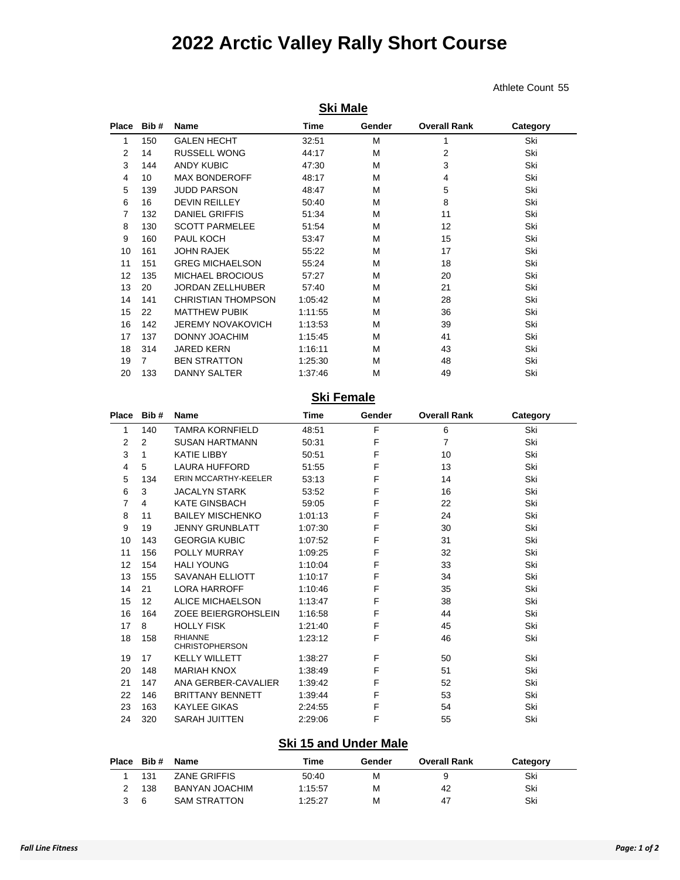# 2022 Arctic Valley Rally Short Course

Athlete Count 55

## Ski Male

| Place | Bib # | Name | Time | Gender | Overall Rank | Category |
|---|---|---|---|---|---|---|
| 1 | 150 | GALEN HECHT | 32:51 | M | 1 | Ski |
| 2 | 14 | RUSSELL WONG | 44:17 | M | 2 | Ski |
| 3 | 144 | ANDY KUBIC | 47:30 | M | 3 | Ski |
| 4 | 10 | MAX BONDEROFF | 48:17 | M | 4 | Ski |
| 5 | 139 | JUDD PARSON | 48:47 | M | 5 | Ski |
| 6 | 16 | DEVIN REILLEY | 50:40 | M | 8 | Ski |
| 7 | 132 | DANIEL GRIFFIS | 51:34 | M | 11 | Ski |
| 8 | 130 | SCOTT PARMELEE | 51:54 | M | 12 | Ski |
| 9 | 160 | PAUL KOCH | 53:47 | M | 15 | Ski |
| 10 | 161 | JOHN RAJEK | 55:22 | M | 17 | Ski |
| 11 | 151 | GREG MICHAELSON | 55:24 | M | 18 | Ski |
| 12 | 135 | MICHAEL BROCIOUS | 57:27 | M | 20 | Ski |
| 13 | 20 | JORDAN ZELLHUBER | 57:40 | M | 21 | Ski |
| 14 | 141 | CHRISTIAN THOMPSON | 1:05:42 | M | 28 | Ski |
| 15 | 22 | MATTHEW PUBIK | 1:11:55 | M | 36 | Ski |
| 16 | 142 | JEREMY NOVAKOVICH | 1:13:53 | M | 39 | Ski |
| 17 | 137 | DONNY JOACHIM | 1:15:45 | M | 41 | Ski |
| 18 | 314 | JARED KERN | 1:16:11 | M | 43 | Ski |
| 19 | 7 | BEN STRATTON | 1:25:30 | M | 48 | Ski |
| 20 | 133 | DANNY SALTER | 1:37:46 | M | 49 | Ski |

## Ski Female

| Place | Bib # | Name | Time | Gender | Overall Rank | Category |
|---|---|---|---|---|---|---|
| 1 | 140 | TAMRA KORNFIELD | 48:51 | F | 6 | Ski |
| 2 | 2 | SUSAN HARTMANN | 50:31 | F | 7 | Ski |
| 3 | 1 | KATIE LIBBY | 50:51 | F | 10 | Ski |
| 4 | 5 | LAURA HUFFORD | 51:55 | F | 13 | Ski |
| 5 | 134 | ERIN MCCARTHY-KEELER | 53:13 | F | 14 | Ski |
| 6 | 3 | JACALYN STARK | 53:52 | F | 16 | Ski |
| 7 | 4 | KATE GINSBACH | 59:05 | F | 22 | Ski |
| 8 | 11 | BAILEY MISCHENKO | 1:01:13 | F | 24 | Ski |
| 9 | 19 | JENNY GRUNBLATT | 1:07:30 | F | 30 | Ski |
| 10 | 143 | GEORGIA KUBIC | 1:07:52 | F | 31 | Ski |
| 11 | 156 | POLLY MURRAY | 1:09:25 | F | 32 | Ski |
| 12 | 154 | HALI YOUNG | 1:10:04 | F | 33 | Ski |
| 13 | 155 | SAVANAH ELLIOTT | 1:10:17 | F | 34 | Ski |
| 14 | 21 | LORA HARROFF | 1:10:46 | F | 35 | Ski |
| 15 | 12 | ALICE MICHAELSON | 1:13:47 | F | 38 | Ski |
| 16 | 164 | ZOEE BEIERGROHSLEIN | 1:16:58 | F | 44 | Ski |
| 17 | 8 | HOLLY FISK | 1:21:40 | F | 45 | Ski |
| 18 | 158 | RHIANNE CHRISTOPHERSON | 1:23:12 | F | 46 | Ski |
| 19 | 17 | KELLY WILLETT | 1:38:27 | F | 50 | Ski |
| 20 | 148 | MARIAH KNOX | 1:38:49 | F | 51 | Ski |
| 21 | 147 | ANA GERBER-CAVALIER | 1:39:42 | F | 52 | Ski |
| 22 | 146 | BRITTANY BENNETT | 1:39:44 | F | 53 | Ski |
| 23 | 163 | KAYLEE GIKAS | 2:24:55 | F | 54 | Ski |
| 24 | 320 | SARAH JUITTEN | 2:29:06 | F | 55 | Ski |

## Ski 15 and Under Male

| Place | Bib # | Name | Time | Gender | Overall Rank | Category |
|---|---|---|---|---|---|---|
| 1 | 131 | ZANE GRIFFIS | 50:40 | M | 9 | Ski |
| 2 | 138 | BANYAN JOACHIM | 1:15:57 | M | 42 | Ski |
| 3 | 6 | SAM STRATTON | 1:25:27 | M | 47 | Ski |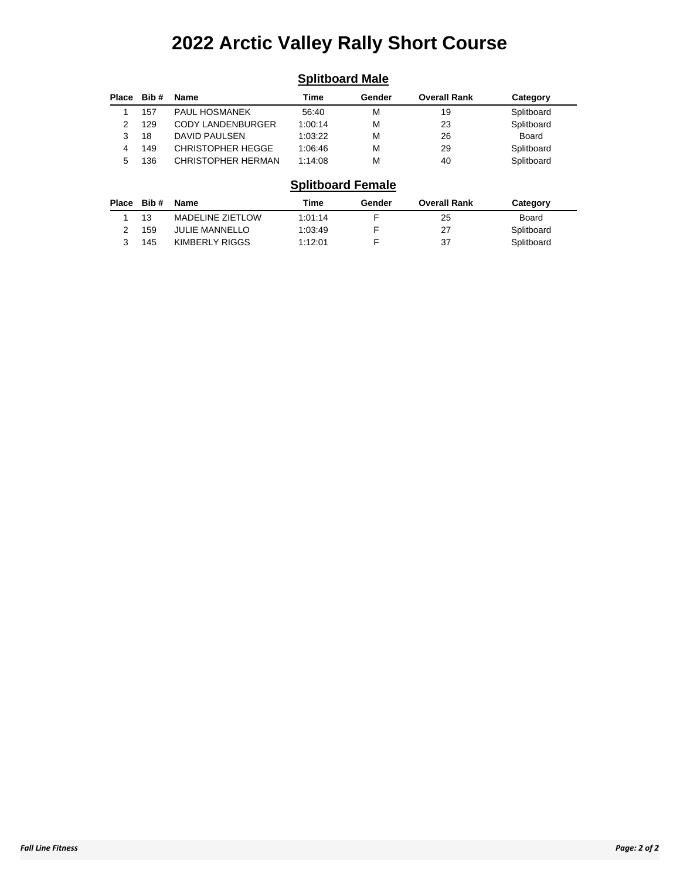# 2022 Arctic Valley Rally Short Course

## Splitboard Male

| Place | Bib # | Name | Time | Gender | Overall Rank | Category |
|---|---|---|---|---|---|---|
| 1 | 157 | PAUL HOSMANEK | 56:40 | M | 19 | Splitboard |
| 2 | 129 | CODY LANDENBURGER | 1:00:14 | M | 23 | Splitboard |
| 3 | 18 | DAVID PAULSEN | 1:03:22 | M | 26 | Board |
| 4 | 149 | CHRISTOPHER HEGGE | 1:06:46 | M | 29 | Splitboard |
| 5 | 136 | CHRISTOPHER HERMAN | 1:14:08 | M | 40 | Splitboard |

## Splitboard Female

| Place | Bib # | Name | Time | Gender | Overall Rank | Category |
|---|---|---|---|---|---|---|
| 1 | 13 | MADELINE ZIETLOW | 1:01:14 | F | 25 | Board |
| 2 | 159 | JULIE MANNELLO | 1:03:49 | F | 27 | Splitboard |
| 3 | 145 | KIMBERLY RIGGS | 1:12:01 | F | 37 | Splitboard |